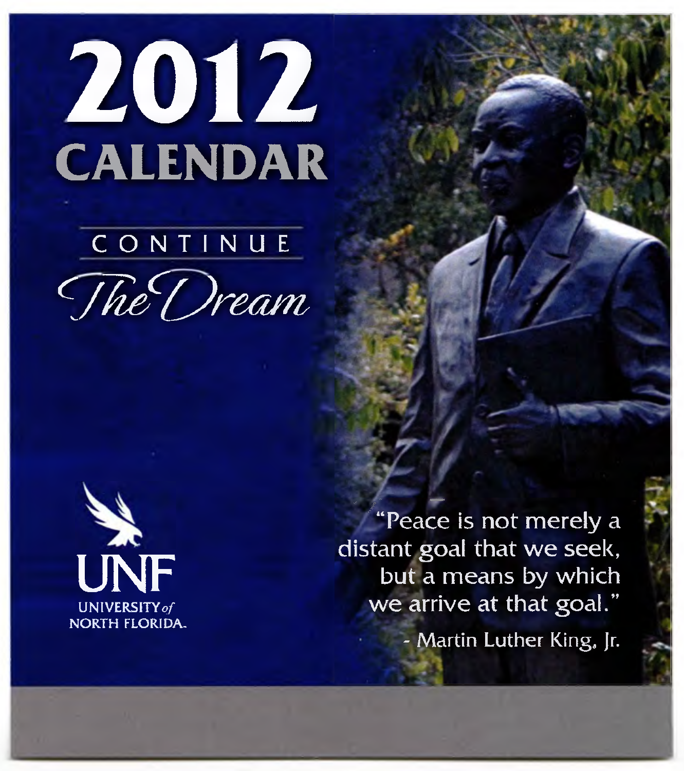# 2012 CALENDAR

## CONTINUE *The Dream*

UNF

UNIVERSITY *of* NORTH FLORIDA.

"Peace is not merely a distant goal that we seek, but a means by which we arrive at that goal."

- Martin Luther King, Jr.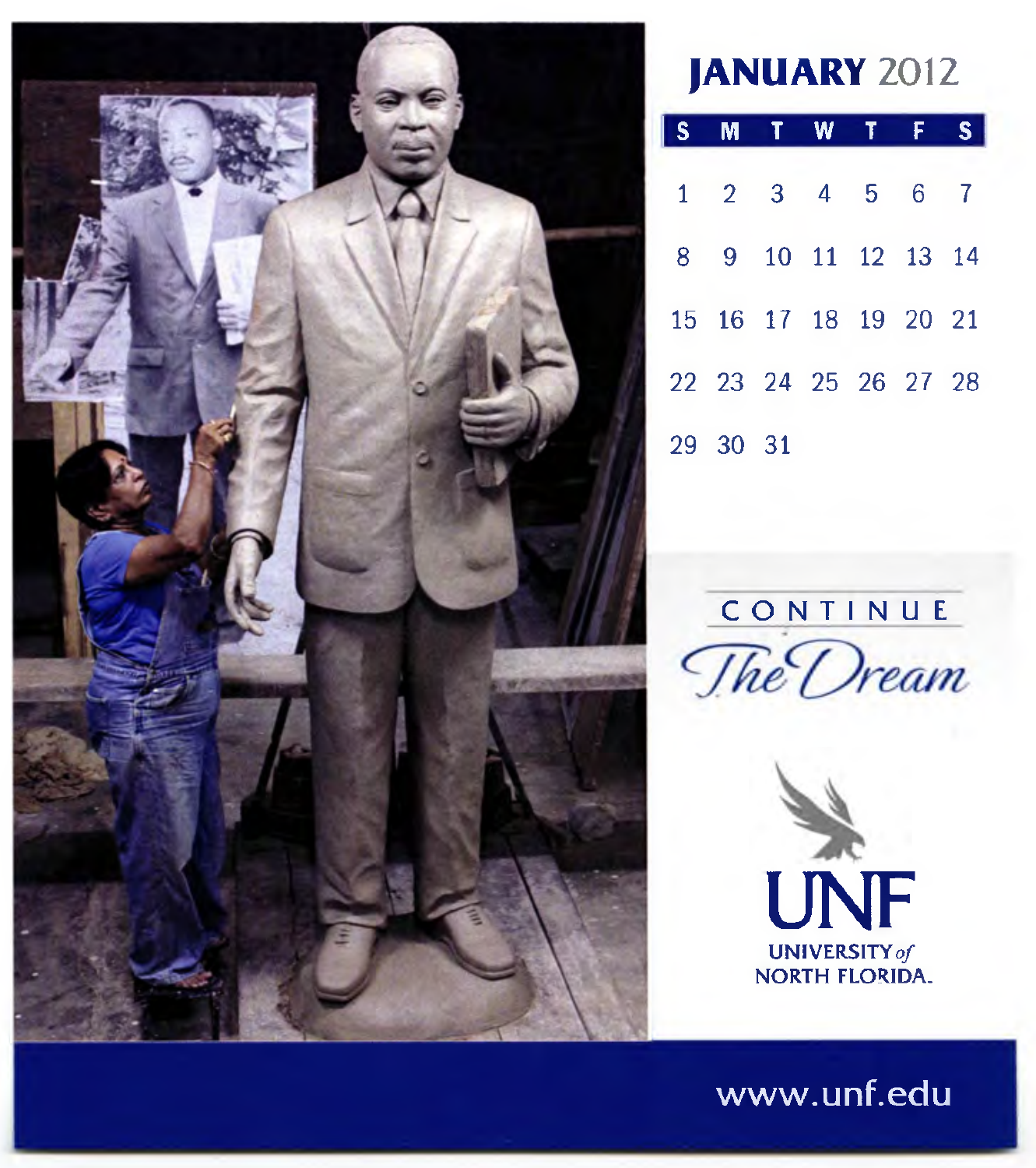# JANUARY 2012

| S | M | T | W | T | F | S |
|---|---|---|---|---|---|---|
| 1 | 2 | 3 | 4 | 5 | 6 | 7 |
| 8 | 9 | 10 | 11 | 12 | 13 | 14 |
| 15 | 16 | 17 | 18 | 19 | 20 | 21 |
| 22 | 23 | 24 | 25 | 26 | 27 | 28 |
| 29 | 30 | 31 | | | | |

CONTINUE

*The Dream*

UNF

UNIVERSITY *of* NORTH FLORIDA.

www.unf.edu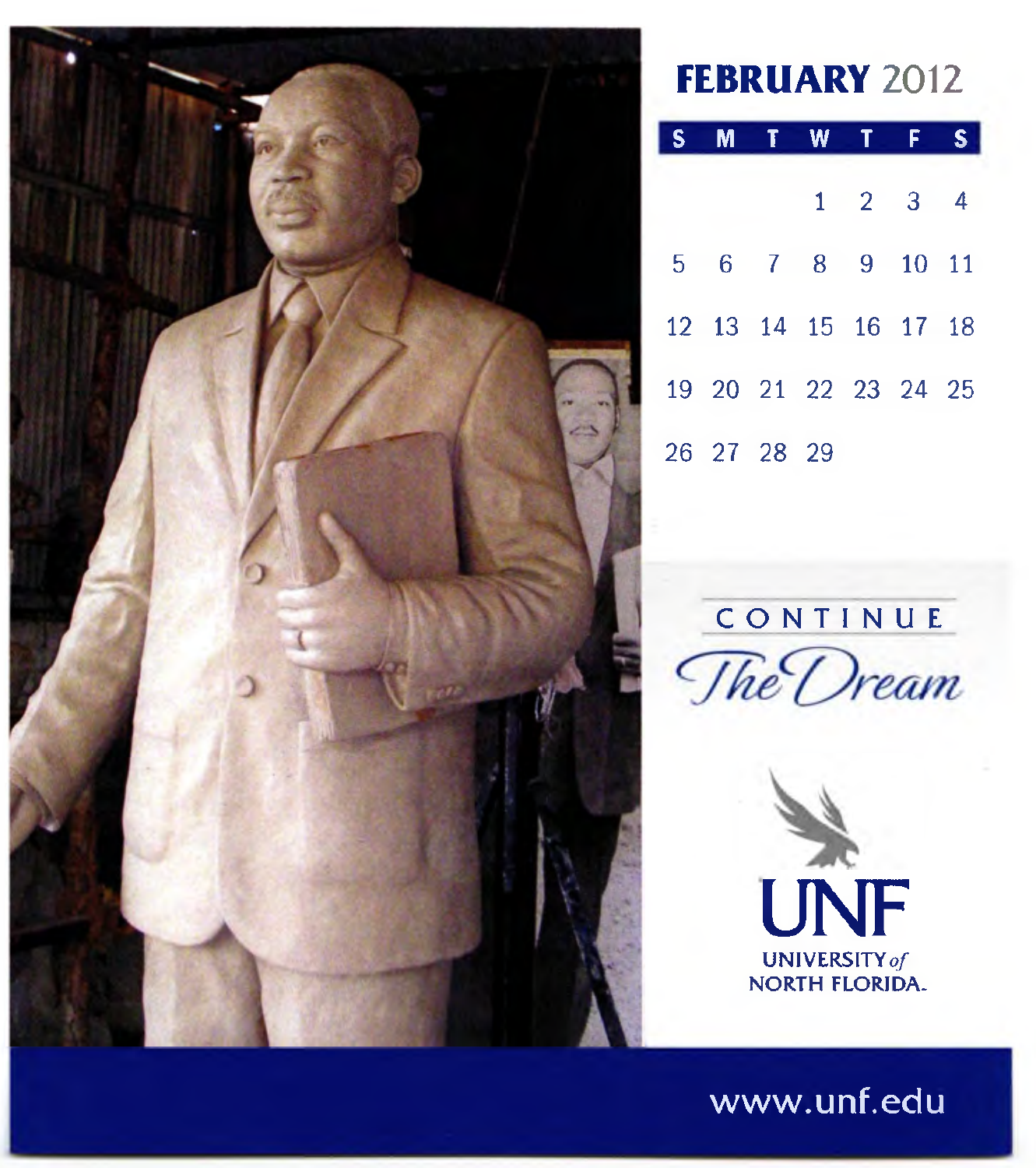# FEBRUARY 2012

| S | M | T | W | T | F | S |
|---|---|---|---|---|---|---|
| | | | 1 | 2 | 3 | 4 |
| 5 | 6 | 7 | 8 | 9 | 10 | 11 |
| 12 | 13 | 14 | 15 | 16 | 17 | 18 |
| 19 | 20 | 21 | 22 | 23 | 24 | 25 |
| 26 | 27 | 28 | 29 | | | |

CONTINUE

*The Dream*

UNF

UNIVERSITY *of* NORTH FLORIDA.

www.unf.edu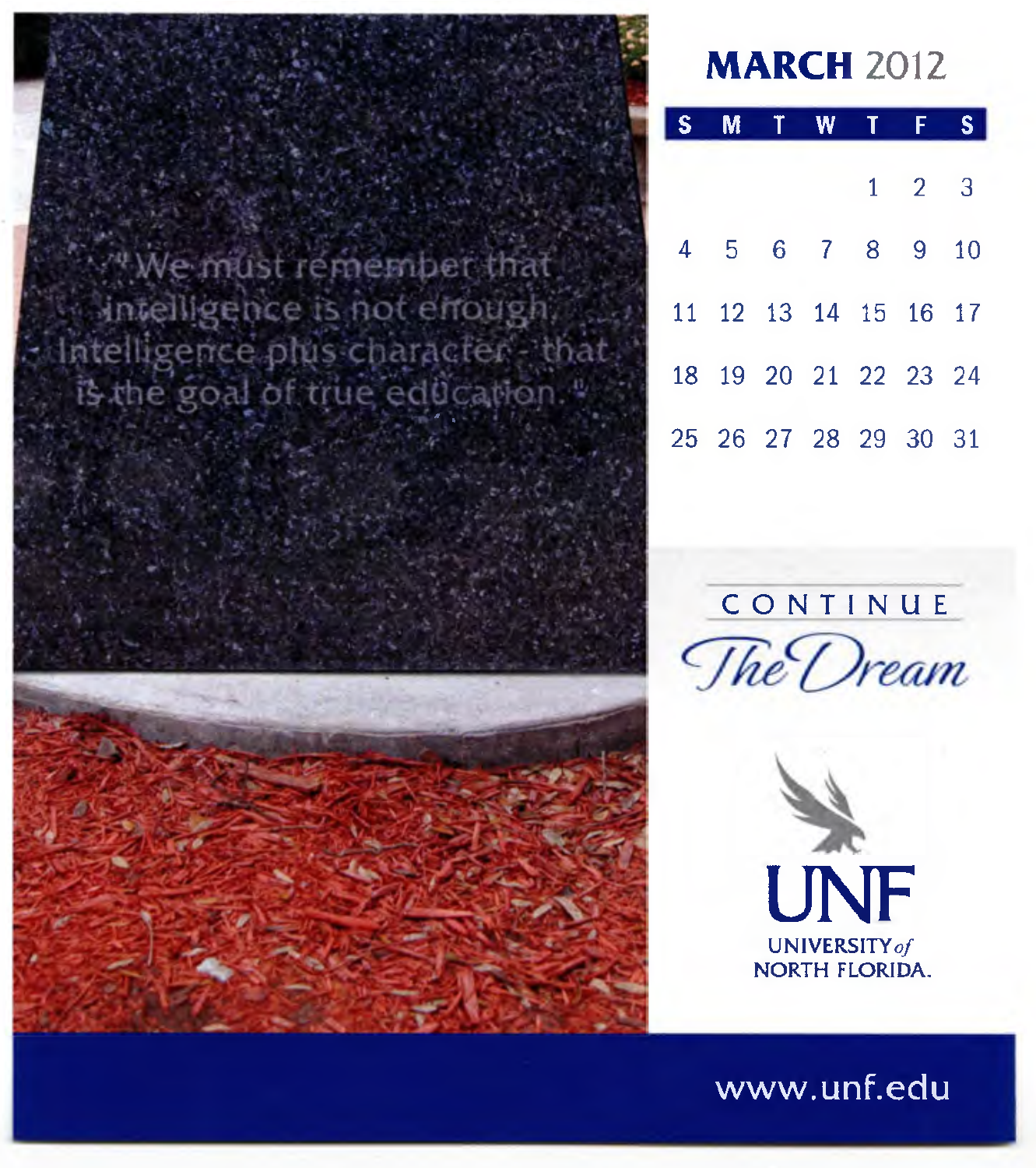"We must remember that intelligence is not enough. Intelligence plus character - that is the goal of true education."

# MARCH 2012

| S | M | T | W | T | F | S |
|---|---|---|---|---|---|---|
| | | | | 1 | 2 | 3 |
| 4 | 5 | 6 | 7 | 8 | 9 | 10 |
| 11 | 12 | 13 | 14 | 15 | 16 | 17 |
| 18 | 19 | 20 | 21 | 22 | 23 | 24 |
| 25 | 26 | 27 | 28 | 29 | 30 | 31 |

CONTINUE

*The Dream*

UNF

UNIVERSITY *of* NORTH FLORIDA.

www.unf.edu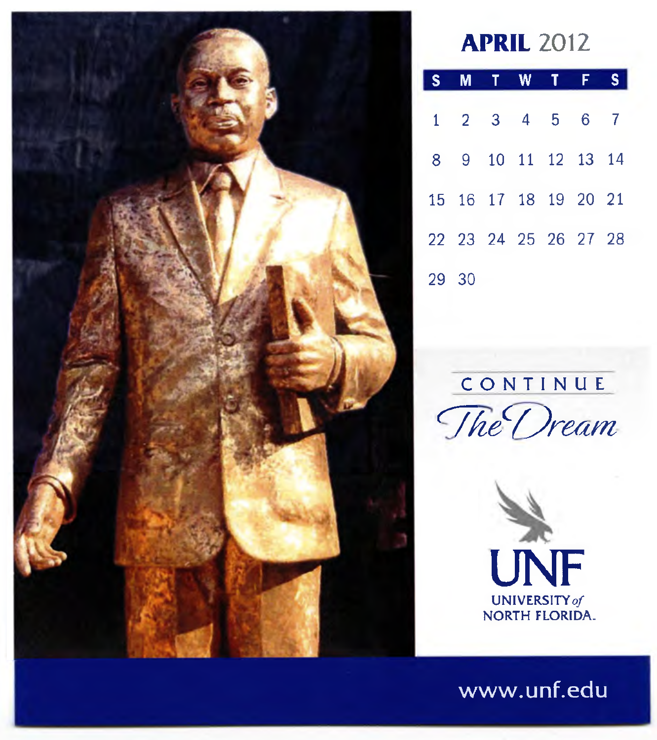# APRIL 2012

| S | M | T | W | T | F | S |
|---|---|---|---|---|---|---|
| 1 | 2 | 3 | 4 | 5 | 6 | 7 |
| 8 | 9 | 10 | 11 | 12 | 13 | 14 |
| 15 | 16 | 17 | 18 | 19 | 20 | 21 |
| 22 | 23 | 24 | 25 | 26 | 27 | 28 |
| 29 | 30 | | | | | |

CONTINUE

*The Dream*

UNF
UNIVERSITY *of* NORTH FLORIDA.

www.unf.edu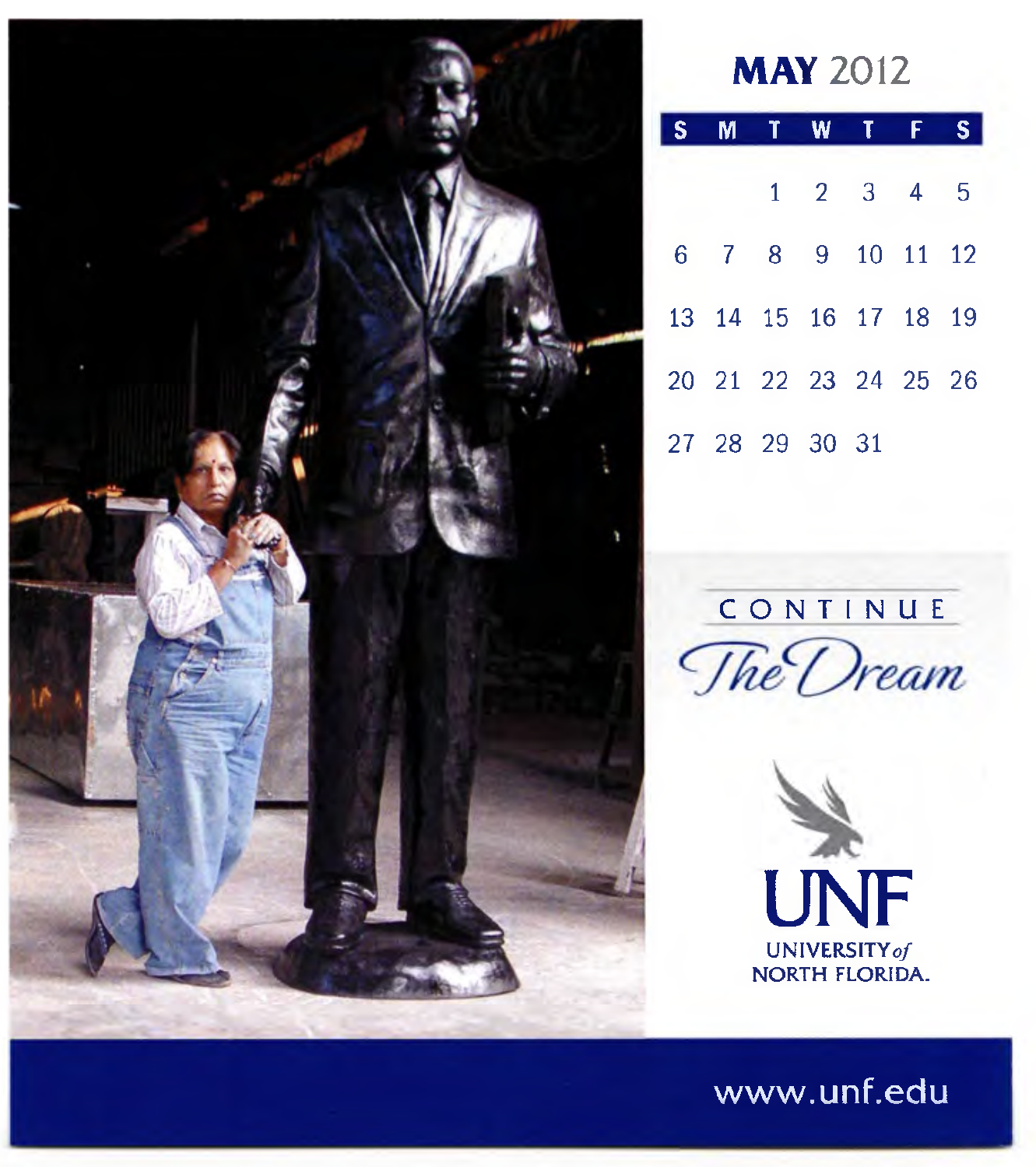# MAY 2012

| S | M | T | W | T | F | S |
|---|---|---|---|---|---|---|
| | | 1 | 2 | 3 | 4 | 5 |
| 6 | 7 | 8 | 9 | 10 | 11 | 12 |
| 13 | 14 | 15 | 16 | 17 | 18 | 19 |
| 20 | 21 | 22 | 23 | 24 | 25 | 26 |
| 27 | 28 | 29 | 30 | 31 | | |

CONTINUE

*The Dream*

UNF

UNIVERSITY *of* NORTH FLORIDA.

www.unf.edu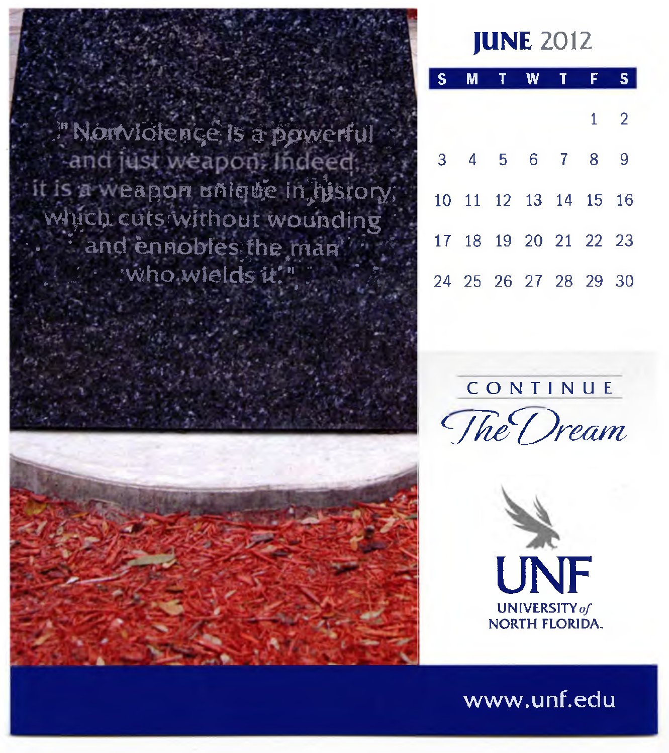"Nonviolence is a powerful and just weapon. Indeed, it is a weapon unique in history, which cuts without wounding and ennobles the man who wields it."

# JUNE 2012

| S | M | T | W | T | F | S |
|---|---|---|---|---|---|---|
| | | | | | 1 | 2 |
| 3 | 4 | 5 | 6 | 7 | 8 | 9 |
| 10 | 11 | 12 | 13 | 14 | 15 | 16 |
| 17 | 18 | 19 | 20 | 21 | 22 | 23 |
| 24 | 25 | 26 | 27 | 28 | 29 | 30 |

CONTINUE

*The Dream*

UNF

UNIVERSITY *of* NORTH FLORIDA.

www.unf.edu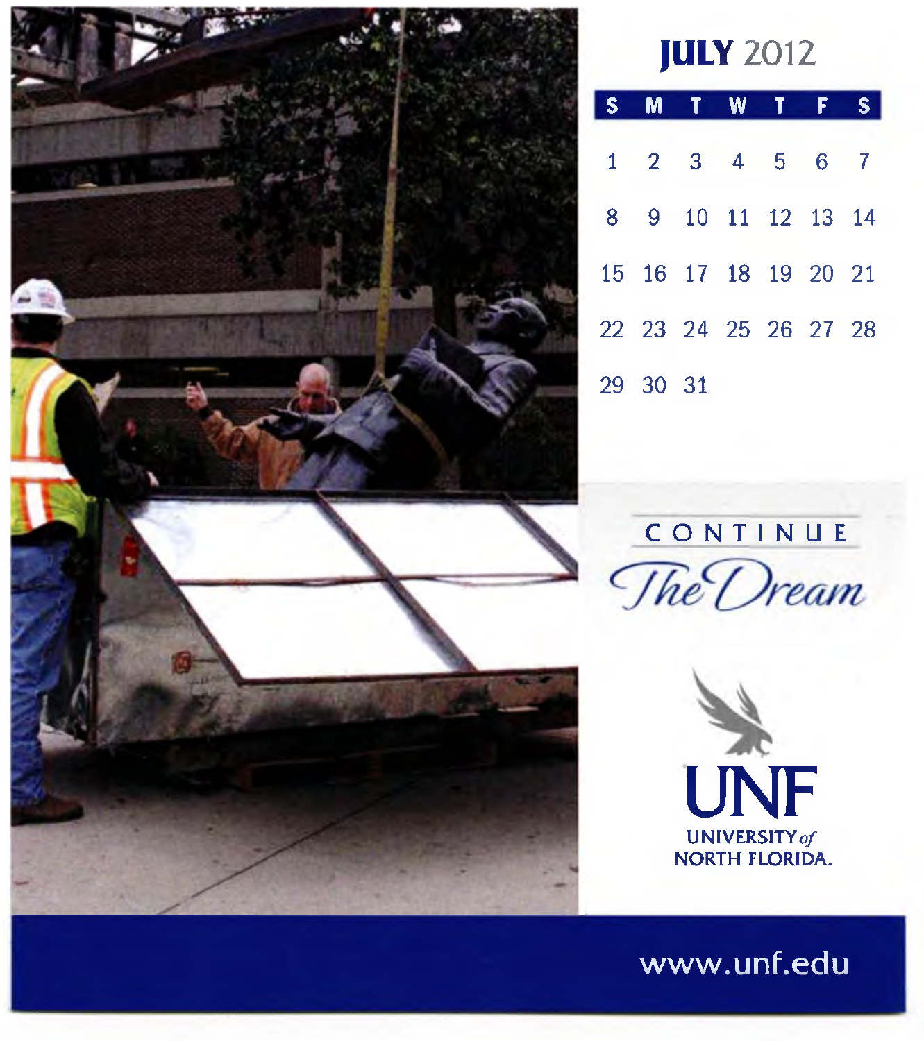# JULY 2012

| S | M | T | W | T | F | S |
|---|---|---|---|---|---|---|
| 1 | 2 | 3 | 4 | 5 | 6 | 7 |
| 8 | 9 | 10 | 11 | 12 | 13 | 14 |
| 15 | 16 | 17 | 18 | 19 | 20 | 21 |
| 22 | 23 | 24 | 25 | 26 | 27 | 28 |
| 29 | 30 | 31 | | | | |

CONTINUE

*The Dream*

UNF

UNIVERSITY *of* NORTH FLORIDA.

www.unf.edu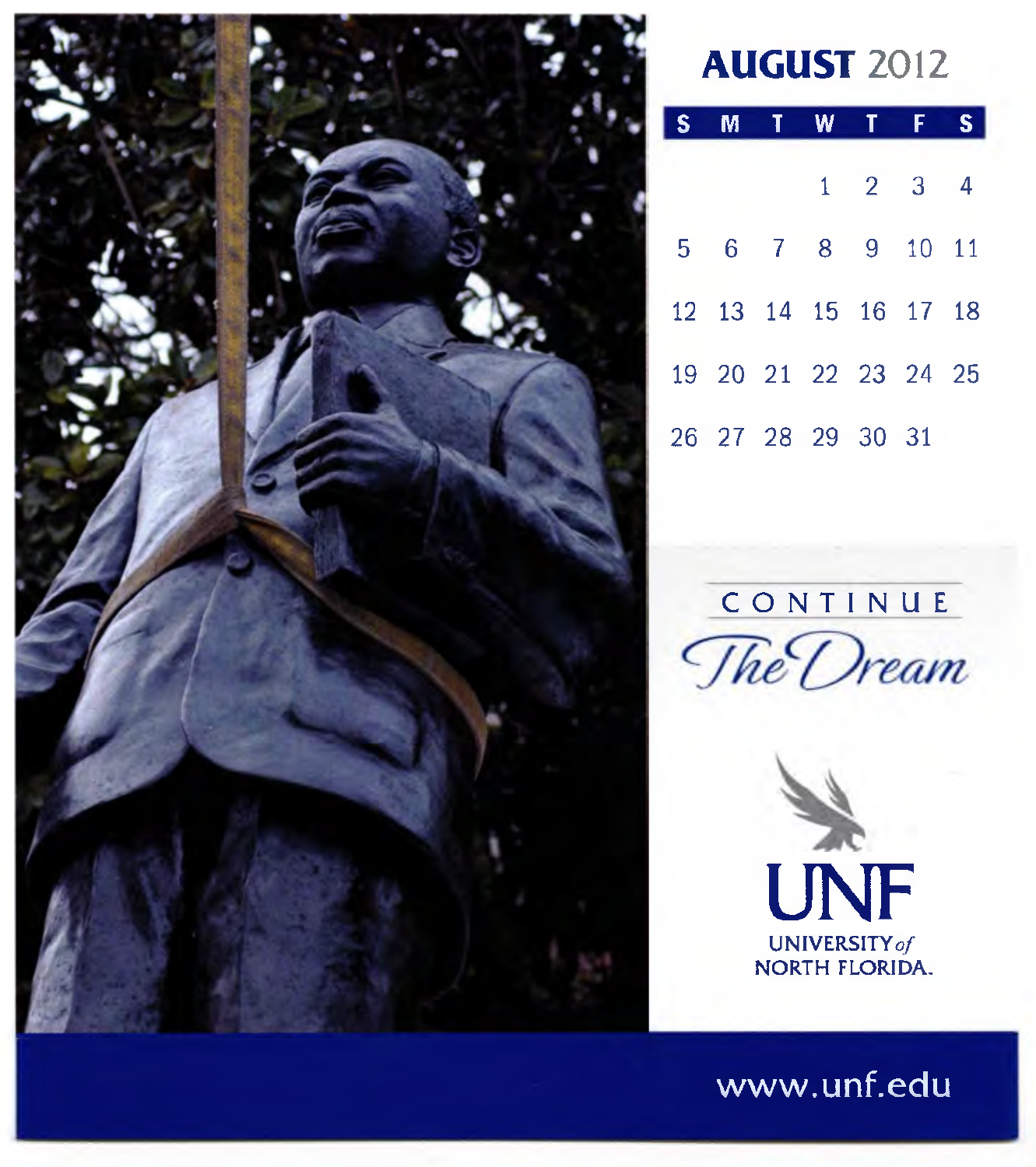# AUGUST 2012

| S | M | T | W | T | F | S |
|---|---|---|---|---|---|---|
| | | | 1 | 2 | 3 | 4 |
| 5 | 6 | 7 | 8 | 9 | 10 | 11 |
| 12 | 13 | 14 | 15 | 16 | 17 | 18 |
| 19 | 20 | 21 | 22 | 23 | 24 | 25 |
| 26 | 27 | 28 | 29 | 30 | 31 | |

CONTINUE

*The Dream*

UNF

UNIVERSITY *of* NORTH FLORIDA.

www.unf.edu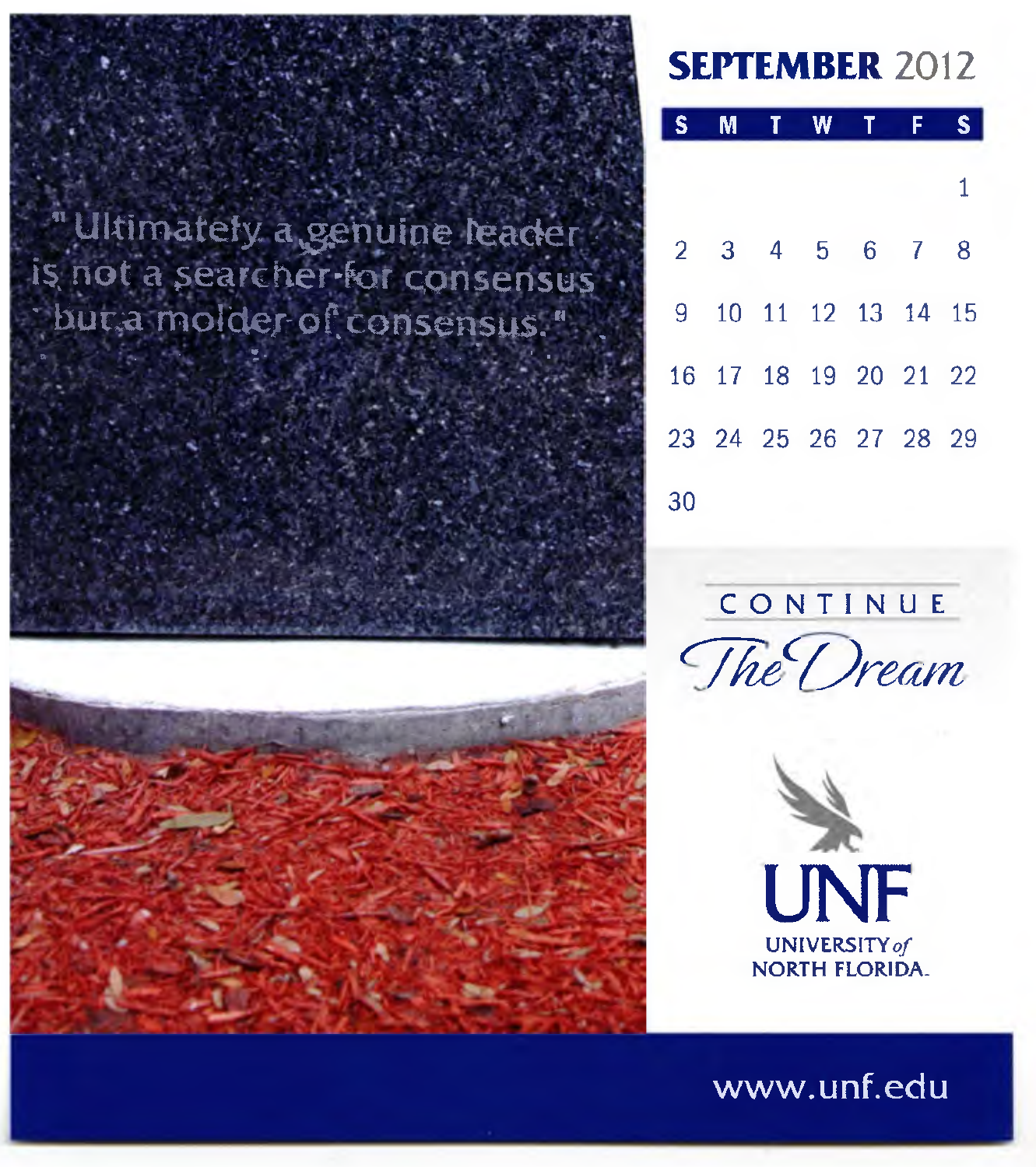"Ultimately a genuine leader is not a searcher for consensus but a molder of consensus."

# SEPTEMBER 2012

| S | M | T | W | T | F | S |
|---|---|---|---|---|---|---|
| | | | | | | 1 |
| 2 | 3 | 4 | 5 | 6 | 7 | 8 |
| 9 | 10 | 11 | 12 | 13 | 14 | 15 |
| 16 | 17 | 18 | 19 | 20 | 21 | 22 |
| 23 | 24 | 25 | 26 | 27 | 28 | 29 |
| 30 | | | | | | |

CONTINUE

*The Dream*

UNF

UNIVERSITY *of* NORTH FLORIDA.

www.unf.edu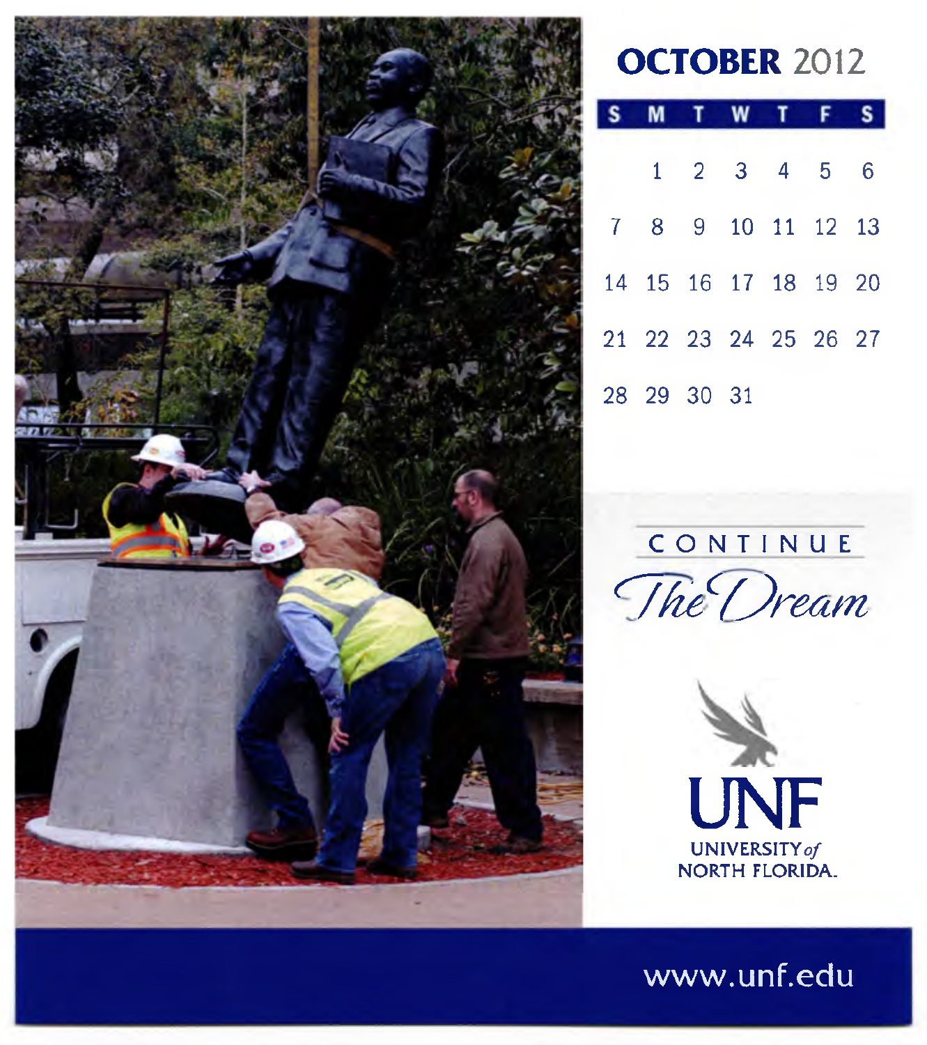# OCTOBER 2012

| S | M | T | W | T | F | S |
|---|---|---|---|---|---|---|
| | 1 | 2 | 3 | 4 | 5 | 6 |
| 7 | 8 | 9 | 10 | 11 | 12 | 13 |
| 14 | 15 | 16 | 17 | 18 | 19 | 20 |
| 21 | 22 | 23 | 24 | 25 | 26 | 27 |
| 28 | 29 | 30 | 31 | | | |

CONTINUE

*The Dream*

UNF

UNIVERSITY *of* NORTH FLORIDA.

www.unf.edu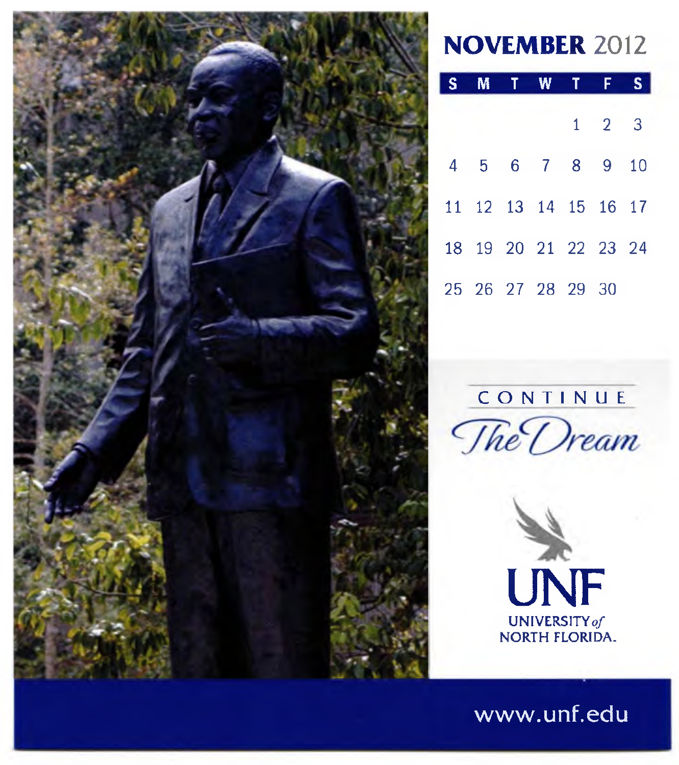# NOVEMBER 2012

| S | M | T | W | T | F | S |
|---|---|---|---|---|---|---|
| | | | | 1 | 2 | 3 |
| 4 | 5 | 6 | 7 | 8 | 9 | 10 |
| 11 | 12 | 13 | 14 | 15 | 16 | 17 |
| 18 | 19 | 20 | 21 | 22 | 23 | 24 |
| 25 | 26 | 27 | 28 | 29 | 30 | |

CONTINUE

*The Dream*

UNF

UNIVERSITY *of* NORTH FLORIDA.

www.unf.edu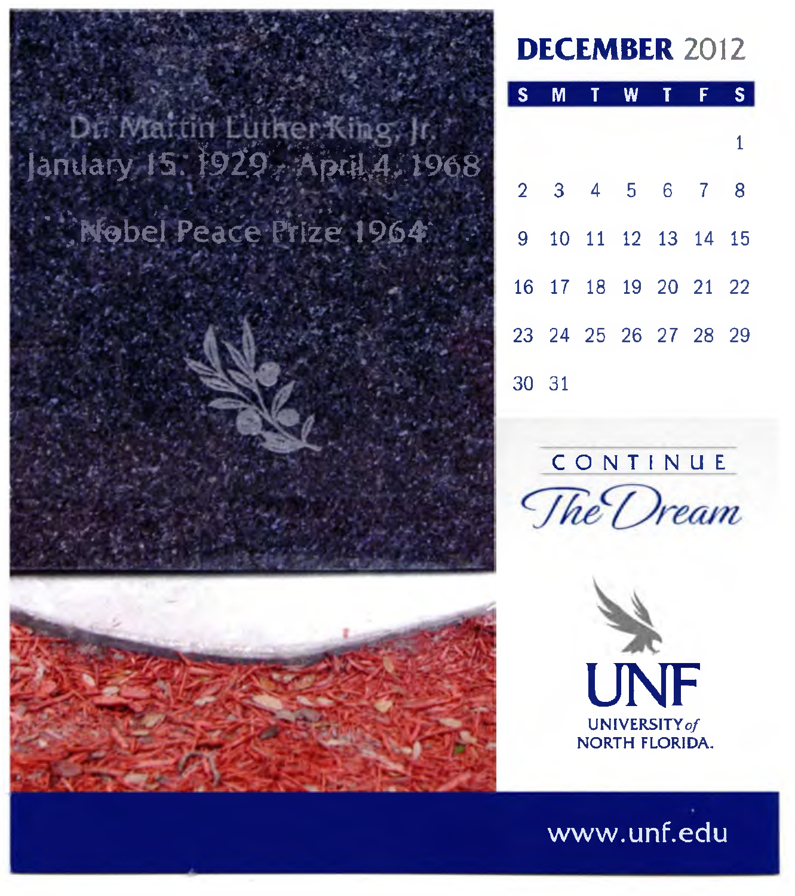Dr. Martin Luther King, Jr.
January 15, 1929 - April 4, 1968

Nobel Peace Prize 1964

# DECEMBER 2012

| S | M | T | W | T | F | S |
|---|---|---|---|---|---|---|
| | | | | | | 1 |
| 2 | 3 | 4 | 5 | 6 | 7 | 8 |
| 9 | 10 | 11 | 12 | 13 | 14 | 15 |
| 16 | 17 | 18 | 19 | 20 | 21 | 22 |
| 23 | 24 | 25 | 26 | 27 | 28 | 29 |
| 30 | 31 | | | | | |

CONTINUE

*The Dream*

UNF

UNIVERSITY *of* NORTH FLORIDA.

www.unf.edu